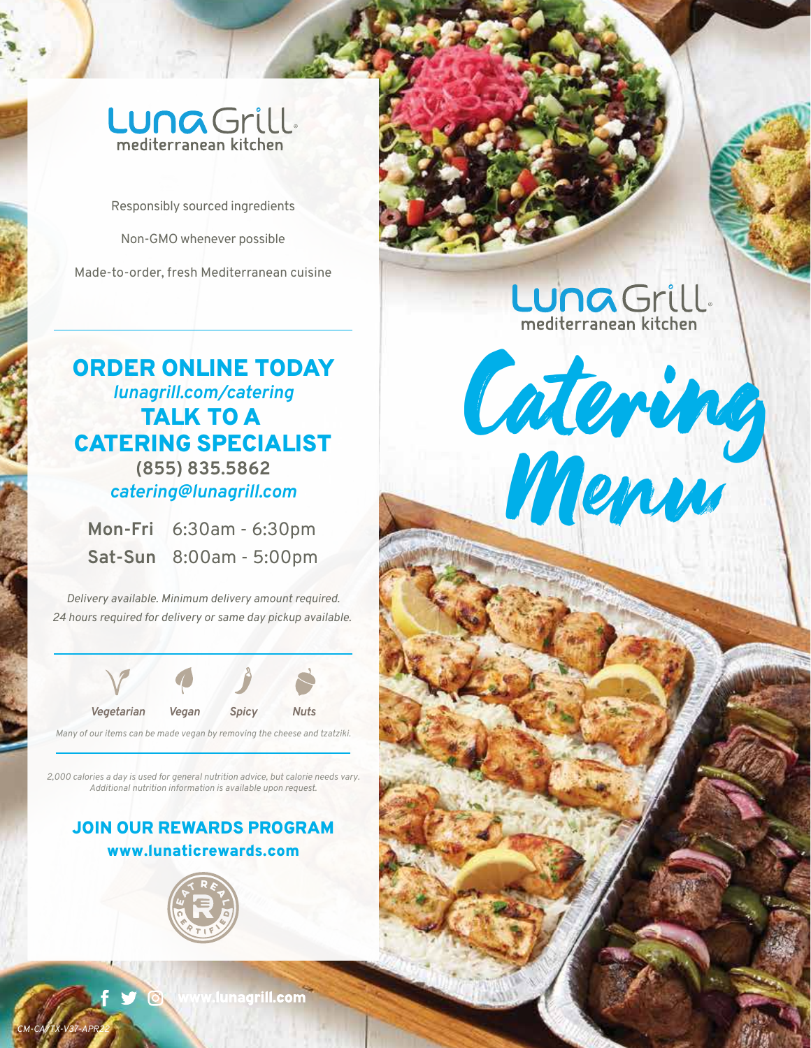# Luna Grill
mediterranean kitchen

Responsibly sourced ingredients

Non-GMO whenever possible

Made-to-order, fresh Mediterranean cuisine

## ORDER ONLINE TODAY
*lunagrill.com/catering*

## TALK TO A CATERING SPECIALIST
**(855) 835.5862**

*catering@lunagrill.com*

**Mon-Fri** 6:30am - 6:30pm
**Sat-Sun** 8:00am - 5:00pm

*Delivery available. Minimum delivery amount required.*
*24 hours required for delivery or same day pickup available.*

*Vegetarian* *Vegan* *Spicy* *Nuts*

*Many of our items can be made vegan by removing the cheese and tzatziki.*

*2,000 calories a day is used for general nutrition advice, but calorie needs vary. Additional nutrition information is available upon request.*

## JOIN OUR REWARDS PROGRAM
**www.lunaticrewards.com**

EAT REAL CERTIFIED

www.lunagrill.com

CM-CA/TX-V37-APR22

# Luna Grill
mediterranean kitchen

# Catering Menu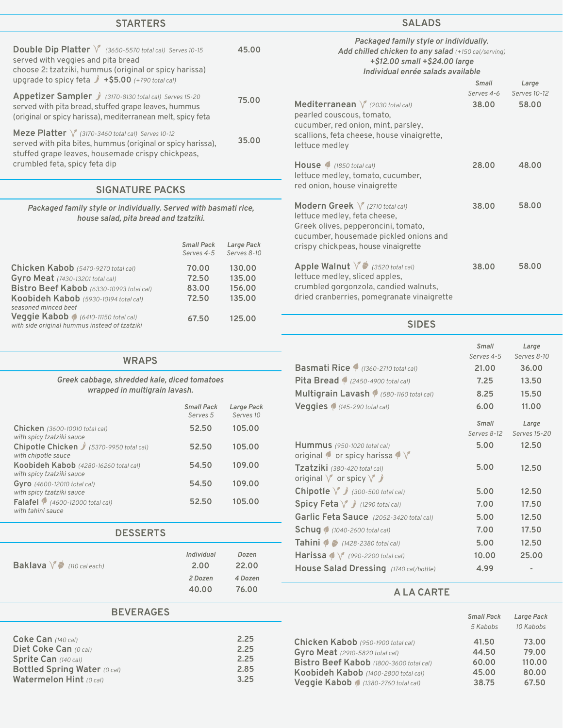## STARTERS

| | |
|---|---|
| **Double Dip Platter** *(3650-5570 total cal) Serves 10-15*<br>served with veggies and pita bread<br>choose 2: tzatziki, hummus (original or spicy harissa)<br>upgrade to spicy feta **+$5.00** *(+790 total cal)* | 45.00 |
| **Appetizer Sampler** *(3170-8130 total cal) Serves 15-20*<br>served with pita bread, stuffed grape leaves, hummus (original or spicy harissa), mediterranean melt, spicy feta | 75.00 |
| **Meze Platter** *(3170-3460 total cal) Serves 10-12*<br>served with pita bites, hummus (original or spicy harissa), stuffed grape leaves, housemade crispy chickpeas, crumbled feta, spicy feta dip | 35.00 |

## SIGNATURE PACKS

*Packaged family style or individually. Served with basmati rice, house salad, pita bread and tzatziki.*

| | Small Pack Serves 4-5 | Large Pack Serves 8-10 |
|---|---|---|
| **Chicken Kabob** *(5470-9270 total cal)* | 70.00 | 130.00 |
| **Gyro Meat** *(7430-13201 total cal)* | 72.50 | 135.00 |
| **Bistro Beef Kabob** *(6330-10993 total cal)* | 83.00 | 156.00 |
| **Koobideh Kabob** *(5930-10194 total cal)*<br>*seasoned minced beef* | 72.50 | 135.00 |
| **Veggie Kabob** *(6410-11150 total cal)*<br>*with side original hummus instead of tzatziki* | 67.50 | 125.00 |

## WRAPS

*Greek cabbage, shredded kale, diced tomatoes wrapped in multigrain lavash.*

| | Small Pack Serves 5 | Large Pack Serves 10 |
|---|---|---|
| **Chicken** *(3600-10010 total cal)*<br>*with spicy tzatziki sauce* | 52.50 | 105.00 |
| **Chipotle Chicken** *(5370-9950 total cal)*<br>*with chipotle sauce* | 52.50 | 105.00 |
| **Koobideh Kabob** *(4280-16260 total cal)*<br>*with spicy tzatziki sauce* | 54.50 | 109.00 |
| **Gyro** *(4600-12010 total cal)*<br>*with spicy tzatziki sauce* | 54.50 | 109.00 |
| **Falafel** *(4600-12000 total cal)*<br>*with tahini sauce* | 52.50 | 105.00 |

## DESSERTS

| | Individual | Dozen | 2 Dozen | 4 Dozen |
|---|---|---|---|---|
| **Baklava** *(110 cal each)* | 2.00 | 22.00 | 40.00 | 76.00 |

## BEVERAGES

| | |
|---|---|
| **Coke Can** *(140 cal)* | 2.25 |
| **Diet Coke Can** *(0 cal)* | 2.25 |
| **Sprite Can** *(140 cal)* | 2.25 |
| **Bottled Spring Water** *(0 cal)* | 2.85 |
| **Watermelon Hint** *(0 cal)* | 3.25 |

## SALADS

*Packaged family style or individually.*
*Add chilled chicken to any salad (+150 cal/serving)*
*+$12.00 small +$24.00 large*
*Individual enrée salads available*

| | Small Serves 4-6 | Large Serves 10-12 |
|---|---|---|
| **Mediterranean** *(2030 total cal)*<br>pearled couscous, tomato, cucumber, red onion, mint, parsley, scallions, feta cheese, house vinaigrette, lettuce medley | 38.00 | 58.00 |
| **House** *(1850 total cal)*<br>lettuce medley, tomato, cucumber, red onion, house vinaigrette | 28.00 | 48.00 |
| **Modern Greek** *(2710 total cal)*<br>lettuce medley, feta cheese, Greek olives, pepperoncini, tomato, cucumber, housemade pickled onions and crispy chickpeas, house vinaigrette | 38.00 | 58.00 |
| **Apple Walnut** *(3520 total cal)*<br>lettuce medley, sliced apples, crumbled gorgonzola, candied walnuts, dried cranberries, pomegranate vinaigrette | 38.00 | 58.00 |

## SIDES

| | Small Serves 4-5 | Large Serves 8-10 |
|---|---|---|
| **Basmati Rice** *(1360-2710 total cal)* | 21.00 | 36.00 |
| **Pita Bread** *(2450-4900 total cal)* | 7.25 | 13.50 |
| **Multigrain Lavash** *(580-1160 total cal)* | 8.25 | 15.50 |
| **Veggies** *(145-290 total cal)* | 6.00 | 11.00 |

| | Small Serves 8-12 | Large Serves 15-20 |
|---|---|---|
| **Hummus** *(950-1020 total cal)*<br>original or spicy harissa | 5.00 | 12.50 |
| **Tzatziki** *(380-420 total cal)*<br>original or spicy | 5.00 | 12.50 |
| **Chipotle** *(300-500 total cal)* | 5.00 | 12.50 |
| **Spicy Feta** *(1290 total cal)* | 7.00 | 17.50 |
| **Garlic Feta Sauce** *(2052-3420 total cal)* | 5.00 | 12.50 |
| **Schug** *(1040-2600 total cal)* | 7.00 | 17.50 |
| **Tahini** *(1428-2380 total cal)* | 5.00 | 12.50 |
| **Harissa** *(990-2200 total cal)* | 10.00 | 25.00 |
| **House Salad Dressing** *(1740 cal/bottle)* | 4.99 | - |

## A LA CARTE

| | Small Pack 5 Kabobs | Large Pack 10 Kabobs |
|---|---|---|
| **Chicken Kabob** *(950-1900 total cal)* | 41.50 | 73.00 |
| **Gyro Meat** *(2910-5820 total cal)* | 44.50 | 79.00 |
| **Bistro Beef Kabob** *(1800-3600 total cal)* | 60.00 | 110.00 |
| **Koobideh Kabob** *(1400-2800 total cal)* | 45.00 | 80.00 |
| **Veggie Kabob** *(1380-2760 total cal)* | 38.75 | 67.50 |